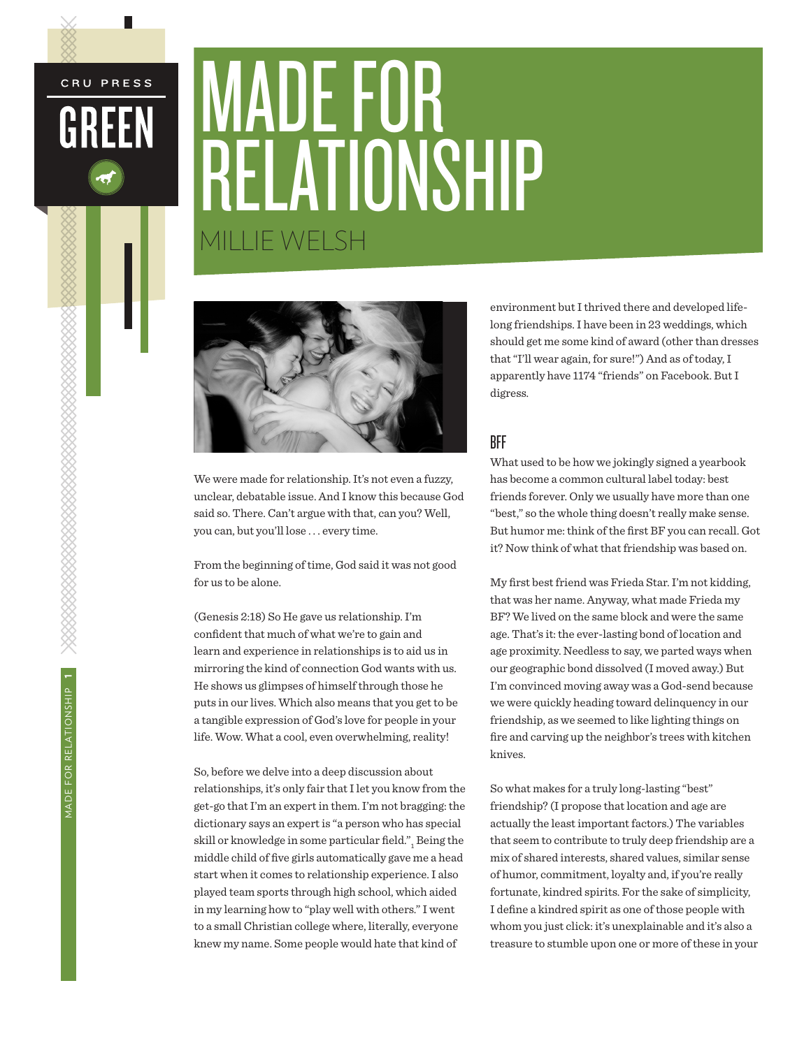# MADE FOR RELATIONSHIP

MILLIE WELSH

We were made for relationship. It's not even a fuzzy, unclear, debatable issue. And I know this because God said so. There. Can't argue with that, can you? Well, you can, but you'll lose . . . every time.

From the beginning of time, God said it was not good for us to be alone.

(Genesis 2:18) So He gave us relationship. I'm confident that much of what we're to gain and learn and experience in relationships is to aid us in mirroring the kind of connection God wants with us. He shows us glimpses of himself through those he puts in our lives. Which also means that you get to be a tangible expression of God's love for people in your life. Wow. What a cool, even overwhelming, reality!

So, before we delve into a deep discussion about relationships, it's only fair that I let you know from the get-go that I'm an expert in them. I'm not bragging: the dictionary says an expert is "a person who has special skill or knowledge in some particular field."[1] Being the middle child of five girls automatically gave me a head start when it comes to relationship experience. I also played team sports through high school, which aided in my learning how to "play well with others." I went to a small Christian college where, literally, everyone knew my name. Some people would hate that kind of environment but I thrived there and developed life-long friendships. I have been in 23 weddings, which should get me some kind of award (other than dresses that "I'll wear again, for sure!") And as of today, I apparently have 1174 "friends" on Facebook. But I digress.

## BFF

What used to be how we jokingly signed a yearbook has become a common cultural label today: best friends forever. Only we usually have more than one "best," so the whole thing doesn't really make sense. But humor me: think of the first BF you can recall. Got it? Now think of what that friendship was based on.

My first best friend was Frieda Star. I'm not kidding, that was her name. Anyway, what made Frieda my BF? We lived on the same block and were the same age. That's it: the ever-lasting bond of location and age proximity. Needless to say, we parted ways when our geographic bond dissolved (I moved away.) But I'm convinced moving away was a God-send because we were quickly heading toward delinquency in our friendship, as we seemed to like lighting things on fire and carving up the neighbor's trees with kitchen knives.

So what makes for a truly long-lasting "best" friendship? (I propose that location and age are actually the least important factors.) The variables that seem to contribute to truly deep friendship are a mix of shared interests, shared values, similar sense of humor, commitment, loyalty and, if you're really fortunate, kindred spirits. For the sake of simplicity, I define a kindred spirit as one of those people with whom you just click: it's unexplainable and it's also a treasure to stumble upon one or more of these in your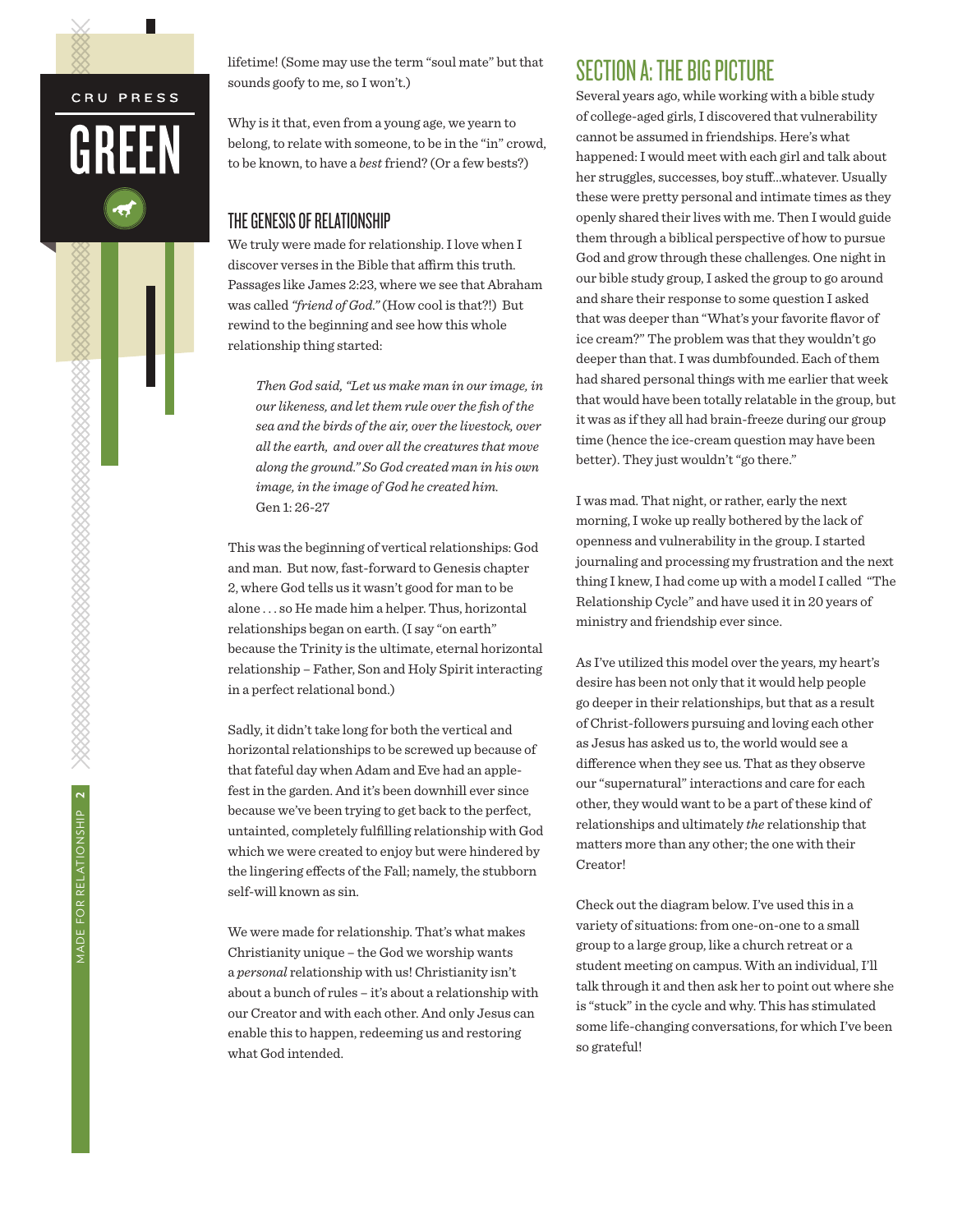lifetime! (Some may use the term "soul mate" but that sounds goofy to me, so I won't.)

Why is it that, even from a young age, we yearn to belong, to relate with someone, to be in the "in" crowd, to be known, to have a *best* friend? (Or a few bests?)

## THE GENESIS OF RELATIONSHIP

We truly were made for relationship. I love when I discover verses in the Bible that affirm this truth. Passages like James 2:23, where we see that Abraham was called *"friend of God."* (How cool is that?!) But rewind to the beginning and see how this whole relationship thing started:

> *Then God said, "Let us make man in our image, in our likeness, and let them rule over the fish of the sea and the birds of the air, over the livestock, over all the earth, and over all the creatures that move along the ground." So God created man in his own image, in the image of God he created him.*
> Gen 1: 26-27

This was the beginning of vertical relationships: God and man. But now, fast-forward to Genesis chapter 2, where God tells us it wasn't good for man to be alone . . . so He made him a helper. Thus, horizontal relationships began on earth. (I say "on earth" because the Trinity is the ultimate, eternal horizontal relationship – Father, Son and Holy Spirit interacting in a perfect relational bond.)

Sadly, it didn't take long for both the vertical and horizontal relationships to be screwed up because of that fateful day when Adam and Eve had an apple-fest in the garden. And it's been downhill ever since because we've been trying to get back to the perfect, untainted, completely fulfilling relationship with God which we were created to enjoy but were hindered by the lingering effects of the Fall; namely, the stubborn self-will known as sin.

We were made for relationship. That's what makes Christianity unique – the God we worship wants a *personal* relationship with us! Christianity isn't about a bunch of rules – it's about a relationship with our Creator and with each other. And only Jesus can enable this to happen, redeeming us and restoring what God intended.

## SECTION A: THE BIG PICTURE

Several years ago, while working with a bible study of college-aged girls, I discovered that vulnerability cannot be assumed in friendships. Here's what happened: I would meet with each girl and talk about her struggles, successes, boy stuff...whatever. Usually these were pretty personal and intimate times as they openly shared their lives with me. Then I would guide them through a biblical perspective of how to pursue God and grow through these challenges. One night in our bible study group, I asked the group to go around and share their response to some question I asked that was deeper than "What's your favorite flavor of ice cream?" The problem was that they wouldn't go deeper than that. I was dumbfounded. Each of them had shared personal things with me earlier that week that would have been totally relatable in the group, but it was as if they all had brain-freeze during our group time (hence the ice-cream question may have been better). They just wouldn't "go there."

I was mad. That night, or rather, early the next morning, I woke up really bothered by the lack of openness and vulnerability in the group. I started journaling and processing my frustration and the next thing I knew, I had come up with a model I called "The Relationship Cycle" and have used it in 20 years of ministry and friendship ever since.

As I've utilized this model over the years, my heart's desire has been not only that it would help people go deeper in their relationships, but that as a result of Christ-followers pursuing and loving each other as Jesus has asked us to, the world would see a difference when they see us. That as they observe our "supernatural" interactions and care for each other, they would want to be a part of these kind of relationships and ultimately *the* relationship that matters more than any other; the one with their Creator!

Check out the diagram below. I've used this in a variety of situations: from one-on-one to a small group to a large group, like a church retreat or a student meeting on campus. With an individual, I'll talk through it and then ask her to point out where she is "stuck" in the cycle and why. This has stimulated some life-changing conversations, for which I've been so grateful!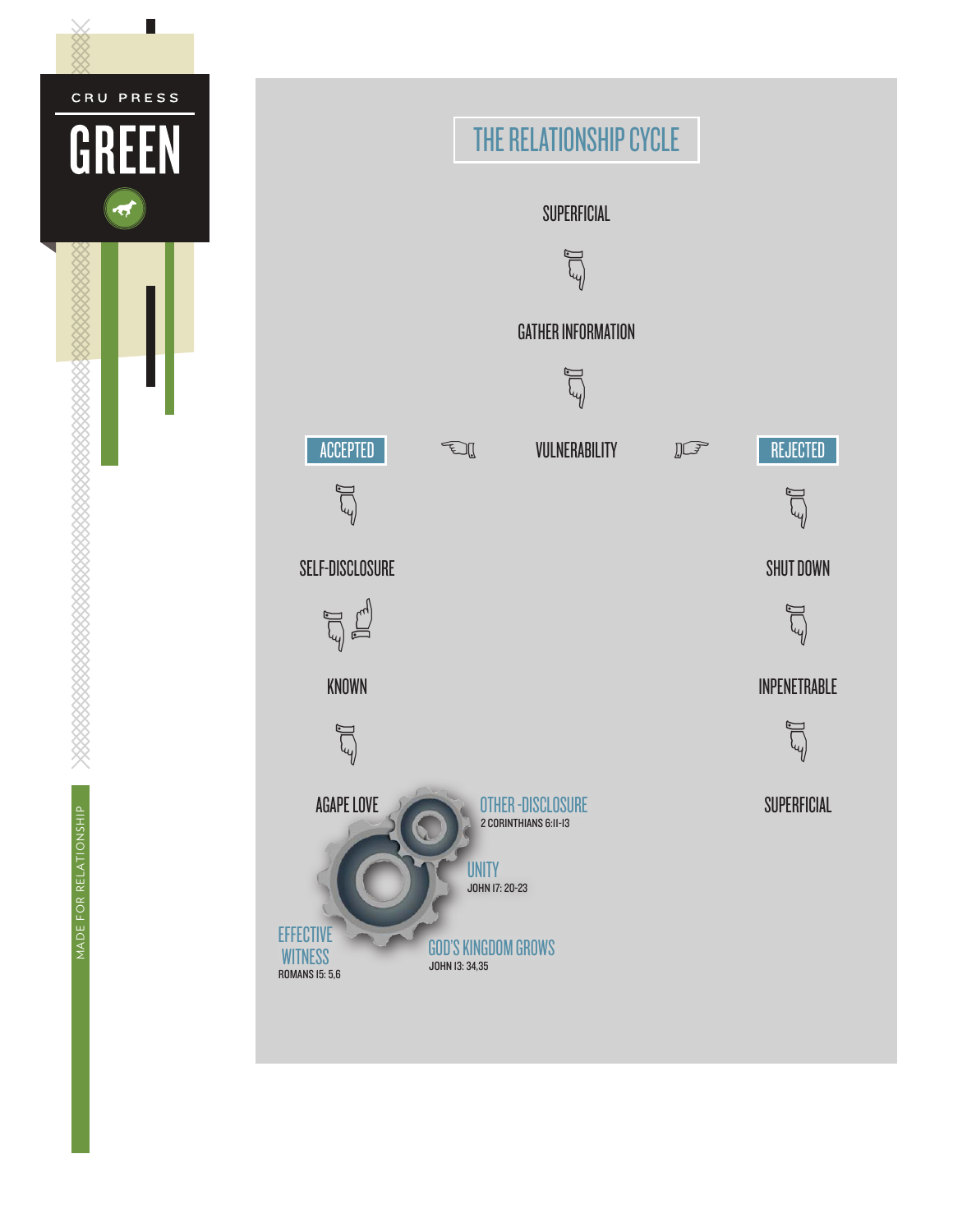CRU PRESS

GREEN

# THE RELATIONSHIP CYCLE

SUPERFICIAL

GATHER INFORMATION

VULNERABILITY

**ACCEPTED**

SELF-DISCLOSURE

KNOWN

AGAPE LOVE

**REJECTED**

SHUT DOWN

INPENETRABLE

SUPERFICIAL

OTHER -DISCLOSURE
2 CORINTHIANS 6:11-13

UNITY
JOHN 17: 20-23

GOD'S KINGDOM GROWS
JOHN 13: 34,35

EFFECTIVE WITNESS
ROMANS 15: 5,6

MADE FOR RELATIONSHIP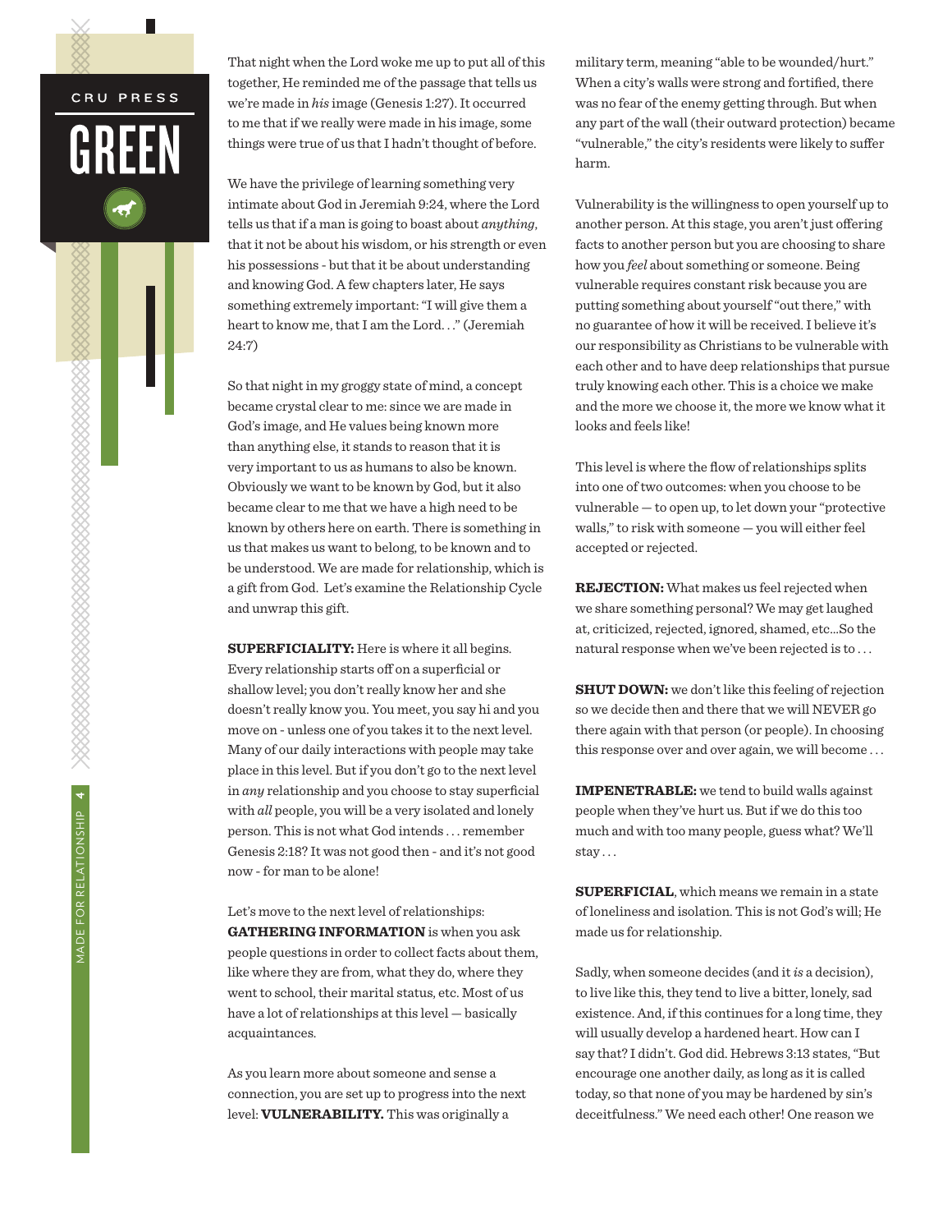That night when the Lord woke me up to put all of this together, He reminded me of the passage that tells us we're made in *his* image (Genesis 1:27). It occurred to me that if we really were made in his image, some things were true of us that I hadn't thought of before.

We have the privilege of learning something very intimate about God in Jeremiah 9:24, where the Lord tells us that if a man is going to boast about *anything*, that it not be about his wisdom, or his strength or even his possessions - but that it be about understanding and knowing God. A few chapters later, He says something extremely important: "I will give them a heart to know me, that I am the Lord. . ." (Jeremiah 24:7)

So that night in my groggy state of mind, a concept became crystal clear to me: since we are made in God's image, and He values being known more than anything else, it stands to reason that it is very important to us as humans to also be known. Obviously we want to be known by God, but it also became clear to me that we have a high need to be known by others here on earth. There is something in us that makes us want to belong, to be known and to be understood. We are made for relationship, which is a gift from God. Let's examine the Relationship Cycle and unwrap this gift.

**SUPERFICIALITY:** Here is where it all begins. Every relationship starts off on a superficial or shallow level; you don't really know her and she doesn't really know you. You meet, you say hi and you move on - unless one of you takes it to the next level. Many of our daily interactions with people may take place in this level. But if you don't go to the next level in *any* relationship and you choose to stay superficial with *all* people, you will be a very isolated and lonely person. This is not what God intends . . . remember Genesis 2:18? It was not good then - and it's not good now - for man to be alone!

Let's move to the next level of relationships: **GATHERING INFORMATION** is when you ask people questions in order to collect facts about them, like where they are from, what they do, where they went to school, their marital status, etc. Most of us have a lot of relationships at this level — basically acquaintances.

As you learn more about someone and sense a connection, you are set up to progress into the next level: **VULNERABILITY.** This was originally a military term, meaning "able to be wounded/hurt." When a city's walls were strong and fortified, there was no fear of the enemy getting through. But when any part of the wall (their outward protection) became "vulnerable," the city's residents were likely to suffer harm.

Vulnerability is the willingness to open yourself up to another person. At this stage, you aren't just offering facts to another person but you are choosing to share how you *feel* about something or someone. Being vulnerable requires constant risk because you are putting something about yourself "out there," with no guarantee of how it will be received. I believe it's our responsibility as Christians to be vulnerable with each other and to have deep relationships that pursue truly knowing each other. This is a choice we make and the more we choose it, the more we know what it looks and feels like!

This level is where the flow of relationships splits into one of two outcomes: when you choose to be vulnerable — to open up, to let down your "protective walls," to risk with someone — you will either feel accepted or rejected.

**REJECTION:** What makes us feel rejected when we share something personal? We may get laughed at, criticized, rejected, ignored, shamed, etc...So the natural response when we've been rejected is to . . .

**SHUT DOWN:** we don't like this feeling of rejection so we decide then and there that we will NEVER go there again with that person (or people). In choosing this response over and over again, we will become . . .

**IMPENETRABLE:** we tend to build walls against people when they've hurt us. But if we do this too much and with too many people, guess what? We'll stay . . .

**SUPERFICIAL**, which means we remain in a state of loneliness and isolation. This is not God's will; He made us for relationship.

Sadly, when someone decides (and it *is* a decision), to live like this, they tend to live a bitter, lonely, sad existence. And, if this continues for a long time, they will usually develop a hardened heart. How can I say that? I didn't. God did. Hebrews 3:13 states, "But encourage one another daily, as long as it is called today, so that none of you may be hardened by sin's deceitfulness." We need each other! One reason we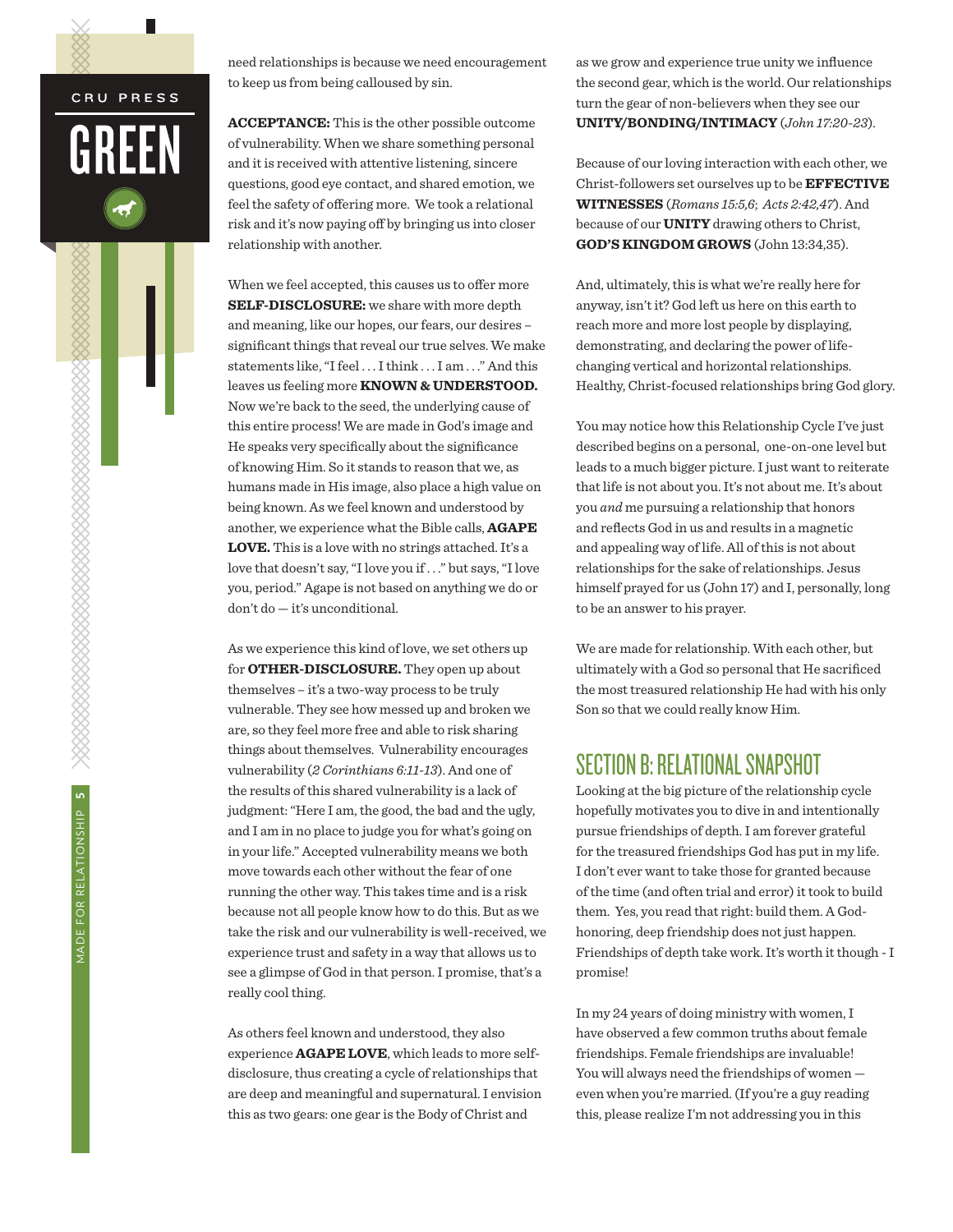need relationships is because we need encouragement to keep us from being calloused by sin.

**ACCEPTANCE:** This is the other possible outcome of vulnerability. When we share something personal and it is received with attentive listening, sincere questions, good eye contact, and shared emotion, we feel the safety of offering more. We took a relational risk and it's now paying off by bringing us into closer relationship with another.

When we feel accepted, this causes us to offer more **SELF-DISCLOSURE:** we share with more depth and meaning, like our hopes, our fears, our desires – significant things that reveal our true selves. We make statements like, "I feel . . . I think . . . I am . . ." And this leaves us feeling more **KNOWN & UNDERSTOOD.** Now we're back to the seed, the underlying cause of this entire process! We are made in God's image and He speaks very specifically about the significance of knowing Him. So it stands to reason that we, as humans made in His image, also place a high value on being known. As we feel known and understood by another, we experience what the Bible calls, **AGAPE LOVE.** This is a love with no strings attached. It's a love that doesn't say, "I love you if . . ." but says, "I love you, period." Agape is not based on anything we do or don't do — it's unconditional.

As we experience this kind of love, we set others up for **OTHER-DISCLOSURE.** They open up about themselves – it's a two-way process to be truly vulnerable. They see how messed up and broken we are, so they feel more free and able to risk sharing things about themselves. Vulnerability encourages vulnerability (*2 Corinthians 6:11-13*). And one of the results of this shared vulnerability is a lack of judgment: "Here I am, the good, the bad and the ugly, and I am in no place to judge you for what's going on in your life." Accepted vulnerability means we both move towards each other without the fear of one running the other way. This takes time and is a risk because not all people know how to do this. But as we take the risk and our vulnerability is well-received, we experience trust and safety in a way that allows us to see a glimpse of God in that person. I promise, that's a really cool thing.

As others feel known and understood, they also experience **AGAPE LOVE**, which leads to more self-disclosure, thus creating a cycle of relationships that are deep and meaningful and supernatural. I envision this as two gears: one gear is the Body of Christ and as we grow and experience true unity we influence the second gear, which is the world. Our relationships turn the gear of non-believers when they see our **UNITY/BONDING/INTIMACY** (*John 17:20-23*).

Because of our loving interaction with each other, we Christ-followers set ourselves up to be **EFFECTIVE WITNESSES** (*Romans 15:5,6*; *Acts 2:42,47*). And because of our **UNITY** drawing others to Christ, **GOD'S KINGDOM GROWS** (John 13:34,35).

And, ultimately, this is what we're really here for anyway, isn't it? God left us here on this earth to reach more and more lost people by displaying, demonstrating, and declaring the power of life-changing vertical and horizontal relationships. Healthy, Christ-focused relationships bring God glory.

You may notice how this Relationship Cycle I've just described begins on a personal, one-on-one level but leads to a much bigger picture. I just want to reiterate that life is not about you. It's not about me. It's about you *and* me pursuing a relationship that honors and reflects God in us and results in a magnetic and appealing way of life. All of this is not about relationships for the sake of relationships. Jesus himself prayed for us (John 17) and I, personally, long to be an answer to his prayer.

We are made for relationship. With each other, but ultimately with a God so personal that He sacrificed the most treasured relationship He had with his only Son so that we could really know Him.

## SECTION B: RELATIONAL SNAPSHOT

Looking at the big picture of the relationship cycle hopefully motivates you to dive in and intentionally pursue friendships of depth. I am forever grateful for the treasured friendships God has put in my life. I don't ever want to take those for granted because of the time (and often trial and error) it took to build them. Yes, you read that right: build them. A God-honoring, deep friendship does not just happen. Friendships of depth take work. It's worth it though - I promise!

In my 24 years of doing ministry with women, I have observed a few common truths about female friendships. Female friendships are invaluable! You will always need the friendships of women — even when you're married. (If you're a guy reading this, please realize I'm not addressing you in this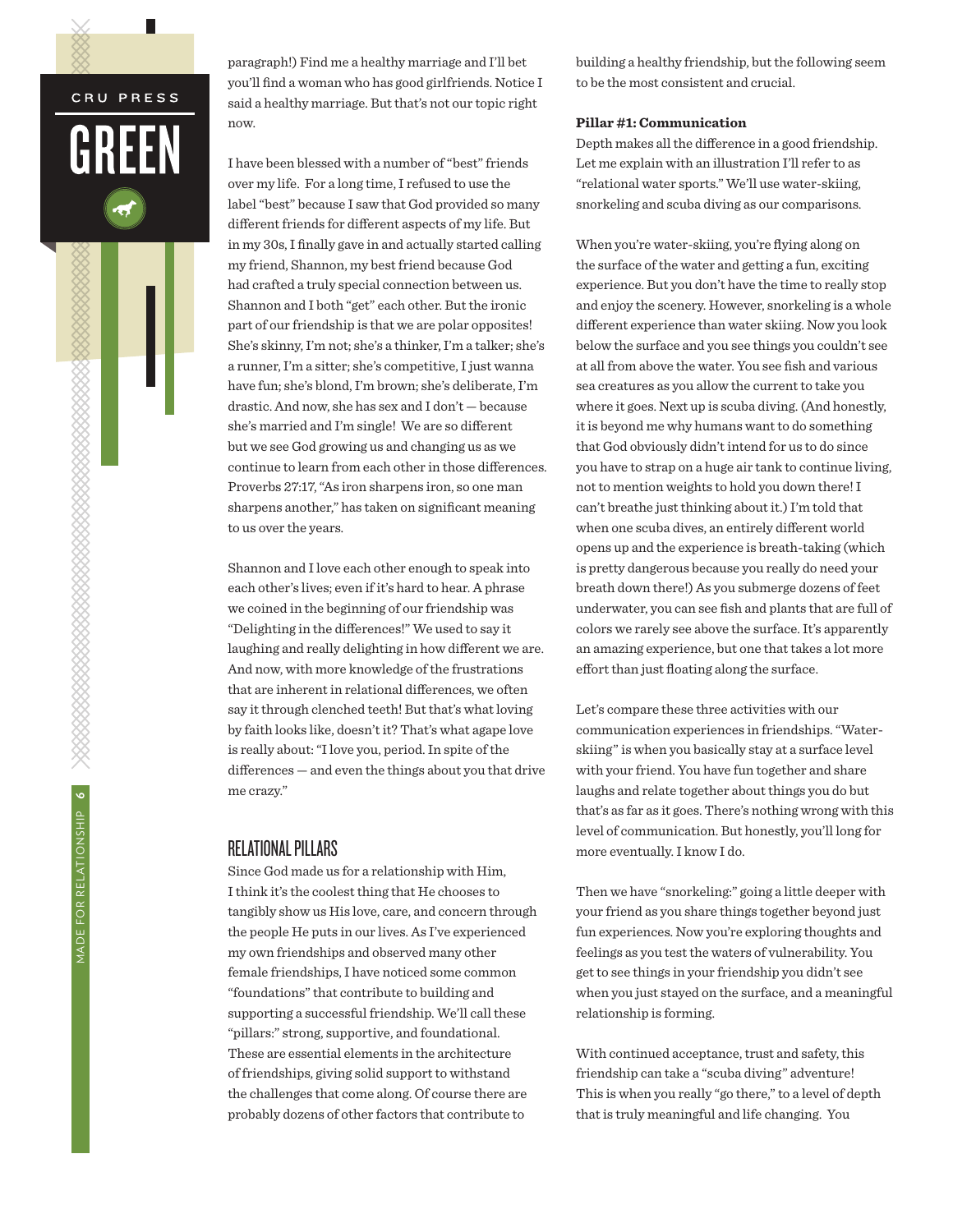paragraph!) Find me a healthy marriage and I'll bet you'll find a woman who has good girlfriends. Notice I said a healthy marriage. But that's not our topic right now.

I have been blessed with a number of "best" friends over my life. For a long time, I refused to use the label "best" because I saw that God provided so many different friends for different aspects of my life. But in my 30s, I finally gave in and actually started calling my friend, Shannon, my best friend because God had crafted a truly special connection between us. Shannon and I both "get" each other. But the ironic part of our friendship is that we are polar opposites! She's skinny, I'm not; she's a thinker, I'm a talker; she's a runner, I'm a sitter; she's competitive, I just wanna have fun; she's blond, I'm brown; she's deliberate, I'm drastic. And now, she has sex and I don't — because she's married and I'm single! We are so different but we see God growing us and changing us as we continue to learn from each other in those differences. Proverbs 27:17, "As iron sharpens iron, so one man sharpens another," has taken on significant meaning to us over the years.

Shannon and I love each other enough to speak into each other's lives; even if it's hard to hear. A phrase we coined in the beginning of our friendship was "Delighting in the differences!" We used to say it laughing and really delighting in how different we are. And now, with more knowledge of the frustrations that are inherent in relational differences, we often say it through clenched teeth! But that's what loving by faith looks like, doesn't it? That's what agape love is really about: "I love you, period. In spite of the differences — and even the things about you that drive me crazy."

## RELATIONAL PILLARS

Since God made us for a relationship with Him, I think it's the coolest thing that He chooses to tangibly show us His love, care, and concern through the people He puts in our lives. As I've experienced my own friendships and observed many other female friendships, I have noticed some common "foundations" that contribute to building and supporting a successful friendship. We'll call these "pillars:" strong, supportive, and foundational. These are essential elements in the architecture of friendships, giving solid support to withstand the challenges that come along. Of course there are probably dozens of other factors that contribute to building a healthy friendship, but the following seem to be the most consistent and crucial.

**Pillar #1: Communication**

Depth makes all the difference in a good friendship. Let me explain with an illustration I'll refer to as "relational water sports." We'll use water-skiing, snorkeling and scuba diving as our comparisons.

When you're water-skiing, you're flying along on the surface of the water and getting a fun, exciting experience. But you don't have the time to really stop and enjoy the scenery. However, snorkeling is a whole different experience than water skiing. Now you look below the surface and you see things you couldn't see at all from above the water. You see fish and various sea creatures as you allow the current to take you where it goes. Next up is scuba diving. (And honestly, it is beyond me why humans want to do something that God obviously didn't intend for us to do since you have to strap on a huge air tank to continue living, not to mention weights to hold you down there! I can't breathe just thinking about it.) I'm told that when one scuba dives, an entirely different world opens up and the experience is breath-taking (which is pretty dangerous because you really do need your breath down there!) As you submerge dozens of feet underwater, you can see fish and plants that are full of colors we rarely see above the surface. It's apparently an amazing experience, but one that takes a lot more effort than just floating along the surface.

Let's compare these three activities with our communication experiences in friendships. "Water-skiing" is when you basically stay at a surface level with your friend. You have fun together and share laughs and relate together about things you do but that's as far as it goes. There's nothing wrong with this level of communication. But honestly, you'll long for more eventually. I know I do.

Then we have "snorkeling:" going a little deeper with your friend as you share things together beyond just fun experiences. Now you're exploring thoughts and feelings as you test the waters of vulnerability. You get to see things in your friendship you didn't see when you just stayed on the surface, and a meaningful relationship is forming.

With continued acceptance, trust and safety, this friendship can take a "scuba diving" adventure! This is when you really "go there," to a level of depth that is truly meaningful and life changing. You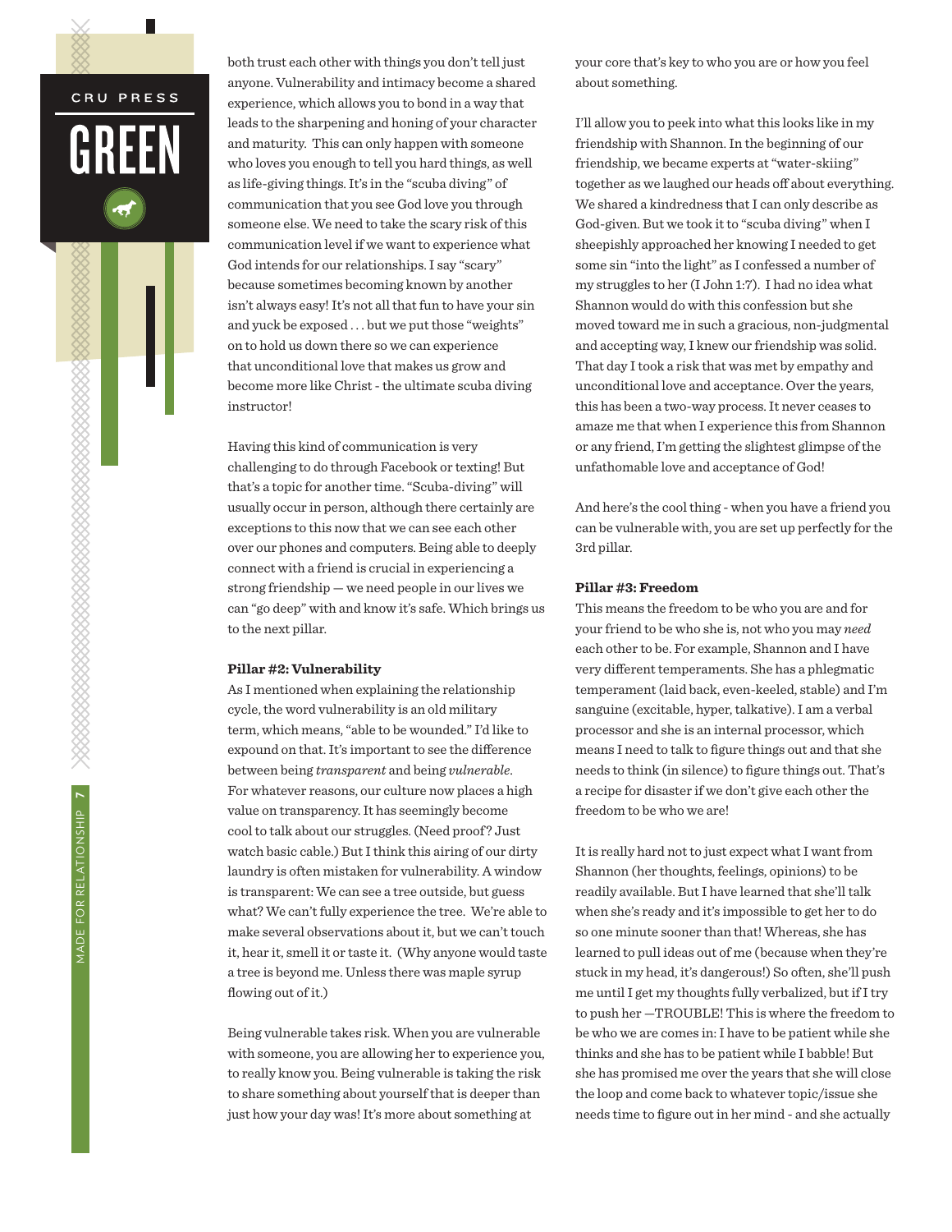both trust each other with things you don't tell just anyone. Vulnerability and intimacy become a shared experience, which allows you to bond in a way that leads to the sharpening and honing of your character and maturity. This can only happen with someone who loves you enough to tell you hard things, as well as life-giving things. It's in the "scuba diving" of communication that you see God love you through someone else. We need to take the scary risk of this communication level if we want to experience what God intends for our relationships. I say "scary" because sometimes becoming known by another isn't always easy! It's not all that fun to have your sin and yuck be exposed . . . but we put those "weights" on to hold us down there so we can experience that unconditional love that makes us grow and become more like Christ - the ultimate scuba diving instructor!

Having this kind of communication is very challenging to do through Facebook or texting! But that's a topic for another time. "Scuba-diving" will usually occur in person, although there certainly are exceptions to this now that we can see each other over our phones and computers. Being able to deeply connect with a friend is crucial in experiencing a strong friendship — we need people in our lives we can "go deep" with and know it's safe. Which brings us to the next pillar.

**Pillar #2: Vulnerability**

As I mentioned when explaining the relationship cycle, the word vulnerability is an old military term, which means, "able to be wounded." I'd like to expound on that. It's important to see the difference between being *transparent* and being *vulnerable*. For whatever reasons, our culture now places a high value on transparency. It has seemingly become cool to talk about our struggles. (Need proof? Just watch basic cable.) But I think this airing of our dirty laundry is often mistaken for vulnerability. A window is transparent: We can see a tree outside, but guess what? We can't fully experience the tree. We're able to make several observations about it, but we can't touch it, hear it, smell it or taste it. (Why anyone would taste a tree is beyond me. Unless there was maple syrup flowing out of it.)

Being vulnerable takes risk. When you are vulnerable with someone, you are allowing her to experience you, to really know you. Being vulnerable is taking the risk to share something about yourself that is deeper than just how your day was! It's more about something at your core that's key to who you are or how you feel about something.

I'll allow you to peek into what this looks like in my friendship with Shannon. In the beginning of our friendship, we became experts at "water-skiing" together as we laughed our heads off about everything. We shared a kindredness that I can only describe as God-given. But we took it to "scuba diving" when I sheepishly approached her knowing I needed to get some sin "into the light" as I confessed a number of my struggles to her (I John 1:7). I had no idea what Shannon would do with this confession but she moved toward me in such a gracious, non-judgmental and accepting way, I knew our friendship was solid. That day I took a risk that was met by empathy and unconditional love and acceptance. Over the years, this has been a two-way process. It never ceases to amaze me that when I experience this from Shannon or any friend, I'm getting the slightest glimpse of the unfathomable love and acceptance of God!

And here's the cool thing - when you have a friend you can be vulnerable with, you are set up perfectly for the 3rd pillar.

**Pillar #3: Freedom**

This means the freedom to be who you are and for your friend to be who she is, not who you may *need* each other to be. For example, Shannon and I have very different temperaments. She has a phlegmatic temperament (laid back, even-keeled, stable) and I'm sanguine (excitable, hyper, talkative). I am a verbal processor and she is an internal processor, which means I need to talk to figure things out and that she needs to think (in silence) to figure things out. That's a recipe for disaster if we don't give each other the freedom to be who we are!

It is really hard not to just expect what I want from Shannon (her thoughts, feelings, opinions) to be readily available. But I have learned that she'll talk when she's ready and it's impossible to get her to do so one minute sooner than that! Whereas, she has learned to pull ideas out of me (because when they're stuck in my head, it's dangerous!) So often, she'll push me until I get my thoughts fully verbalized, but if I try to push her —TROUBLE! This is where the freedom to be who we are comes in: I have to be patient while she thinks and she has to be patient while I babble! But she has promised me over the years that she will close the loop and come back to whatever topic/issue she needs time to figure out in her mind - and she actually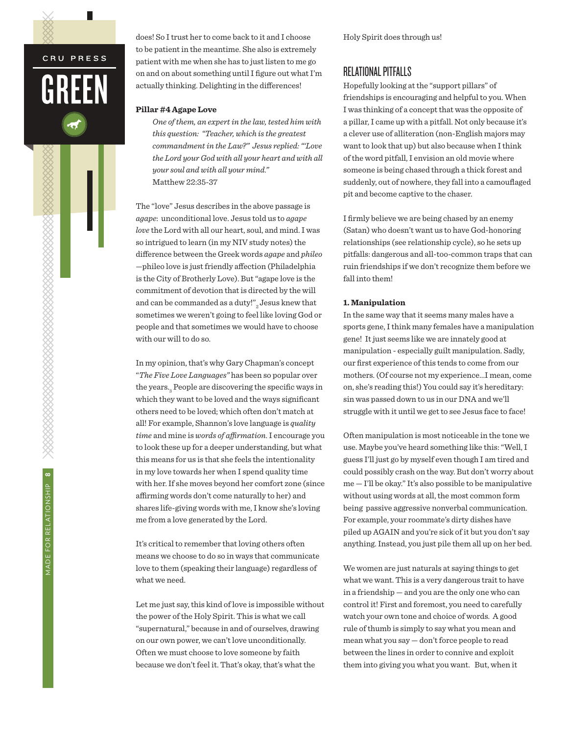does! So I trust her to come back to it and I choose to be patient in the meantime. She also is extremely patient with me when she has to just listen to me go on and on about something until I figure out what I'm actually thinking. Delighting in the differences!

**Pillar #4 Agape Love**

> *One of them, an expert in the law, tested him with this question: "Teacher, which is the greatest commandment in the Law?" Jesus replied: "'Love the Lord your God with all your heart and with all your soul and with all your mind."*
> Matthew 22:35-37

The "love" Jesus describes in the above passage is *agape*: unconditional love. Jesus told us to *agape love* the Lord with all our heart, soul, and mind. I was so intrigued to learn (in my NIV study notes) the difference between the Greek words *agape* and *phileo* —phileo love is just friendly affection (Philadelphia is the City of Brotherly Love). But "agape love is the commitment of devotion that is directed by the will and can be commanded as a duty!"[2] Jesus knew that sometimes we weren't going to feel like loving God or people and that sometimes we would have to choose with our will to do so.

In my opinion, that's why Gary Chapman's concept "*The Five Love Languages"* has been so popular over the years.[3] People are discovering the specific ways in which they want to be loved and the ways significant others need to be loved; which often don't match at all! For example, Shannon's love language is *quality time* and mine is *words of affirmation*. I encourage you to look these up for a deeper understanding, but what this means for us is that she feels the intentionality in my love towards her when I spend quality time with her. If she moves beyond her comfort zone (since affirming words don't come naturally to her) and shares life-giving words with me, I know she's loving me from a love generated by the Lord.

It's critical to remember that loving others often means we choose to do so in ways that communicate love to them (speaking their language) regardless of what we need.

Let me just say, this kind of love is impossible without the power of the Holy Spirit. This is what we call "supernatural," because in and of ourselves, drawing on our own power, we can't love unconditionally. Often we must choose to love someone by faith because we don't feel it. That's okay, that's what the Holy Spirit does through us!

## RELATIONAL PITFALLS

Hopefully looking at the "support pillars" of friendships is encouraging and helpful to you. When I was thinking of a concept that was the opposite of a pillar, I came up with a pitfall. Not only because it's a clever use of alliteration (non-English majors may want to look that up) but also because when I think of the word pitfall, I envision an old movie where someone is being chased through a thick forest and suddenly, out of nowhere, they fall into a camouflaged pit and become captive to the chaser.

I firmly believe we are being chased by an enemy (Satan) who doesn't want us to have God-honoring relationships (see relationship cycle), so he sets up pitfalls: dangerous and all-too-common traps that can ruin friendships if we don't recognize them before we fall into them!

**1. Manipulation**

In the same way that it seems many males have a sports gene, I think many females have a manipulation gene! It just seems like we are innately good at manipulation - especially guilt manipulation. Sadly, our first experience of this tends to come from our mothers. (Of course not my experience...I mean, come on, she's reading this!) You could say it's hereditary: sin was passed down to us in our DNA and we'll struggle with it until we get to see Jesus face to face!

Often manipulation is most noticeable in the tone we use. Maybe you've heard something like this: "Well, I guess I'll just go by myself even though I am tired and could possibly crash on the way. But don't worry about me — I'll be okay." It's also possible to be manipulative without using words at all, the most common form being passive aggressive nonverbal communication. For example, your roommate's dirty dishes have piled up AGAIN and you're sick of it but you don't say anything. Instead, you just pile them all up on her bed.

We women are just naturals at saying things to get what we want. This is a very dangerous trait to have in a friendship — and you are the only one who can control it! First and foremost, you need to carefully watch your own tone and choice of words. A good rule of thumb is simply to say what you mean and mean what you say — don't force people to read between the lines in order to connive and exploit them into giving you what you want. But, when it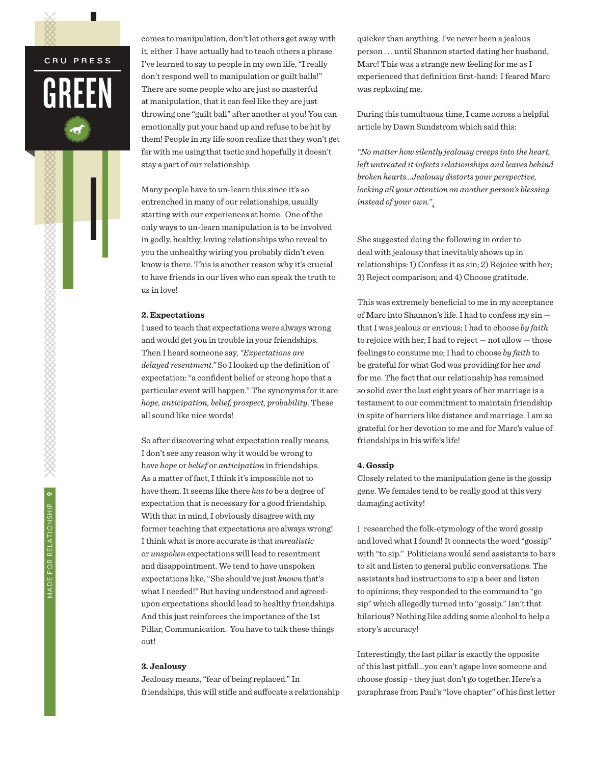comes to manipulation, don't let others get away with it, either. I have actually had to teach others a phrase I've learned to say to people in my own life, "I really don't respond well to manipulation or guilt balls!" There are some people who are just so masterful at manipulation, that it can feel like they are just throwing one "guilt ball" after another at you! You can emotionally put your hand up and refuse to be hit by them! People in my life soon realize that they won't get far with me using that tactic and hopefully it doesn't stay a part of our relationship.

Many people have to un-learn this since it's so entrenched in many of our relationships, usually starting with our experiences at home. One of the only ways to un-learn manipulation is to be involved in godly, healthy, loving relationships who reveal to you the unhealthy wiring you probably didn't even know is there. This is another reason why it's crucial to have friends in our lives who can speak the truth to us in love!

**2. Expectations**

I used to teach that expectations were always wrong and would get you in trouble in your friendships. Then I heard someone say, *"Expectations are delayed resentment."* So I looked up the definition of expectation: "a confident belief or strong hope that a particular event will happen." The synonyms for it are *hope, anticipation, belief, prospect, probability*. These all sound like nice words!

So after discovering what expectation really means, I don't see any reason why it would be wrong to have *hope* or *belief* or *anticipation* in friendships. As a matter of fact, I think it's impossible not to have them. It seems like there *has to* be a degree of expectation that is necessary for a good friendship. With that in mind, I obviously disagree with my former teaching that expectations are always wrong! I think what is more accurate is that *unrealistic* or *unspoken* expectations will lead to resentment and disappointment. We tend to have unspoken expectations like, "She should've just *known* that's what I needed!" But having understood and agreed-upon expectations should lead to healthy friendships. And this just reinforces the importance of the 1st Pillar, Communication. You have to talk these things out!

**3. Jealousy**

Jealousy means, "fear of being replaced." In friendships, this will stifle and suffocate a relationship quicker than anything. I've never been a jealous person . . . until Shannon started dating her husband, Marc! This was a strange new feeling for me as I experienced that definition first-hand: I feared Marc was replacing me.

During this tumultuous time, I came across a helpful article by Dawn Sundstrom which said this:

*"No matter how silently jealousy creeps into the heart, left untreated it infects relationships and leaves behind broken hearts...Jealousy distorts your perspective, locking all your attention on another person's blessing instead of your own."*[4]

She suggested doing the following in order to deal with jealousy that inevitably shows up in relationships: 1) Confess it as sin; 2) Rejoice with her; 3) Reject comparison; and 4) Choose gratitude.

This was extremely beneficial to me in my acceptance of Marc into Shannon's life. I had to confess my sin — that I was jealous or envious; I had to choose *by faith* to rejoice with her; I had to reject — not allow — those feelings to consume me; I had to choose *by faith* to be grateful for what God was providing for her *and* for me. The fact that our relationship has remained so solid over the last eight years of her marriage is a testament to our commitment to maintain friendship in spite of barriers like distance and marriage. I am so grateful for her devotion to me and for Marc's value of friendships in his wife's life!

**4. Gossip**

Closely related to the manipulation gene is the gossip gene. We females tend to be really good at this very damaging activity!

I researched the folk-etymology of the word gossip and loved what I found! It connects the word "gossip" with "to sip." Politicians would send assistants to bars to sit and listen to general public conversations. The assistants had instructions to sip a beer and listen to opinions; they responded to the command to "go sip" which allegedly turned into "gossip." Isn't that hilarious? Nothing like adding some alcohol to help a story's accuracy!

Interestingly, the last pillar is exactly the opposite of this last pitfall...you can't agape love someone and choose gossip - they just don't go together. Here's a paraphrase from Paul's "love chapter" of his first letter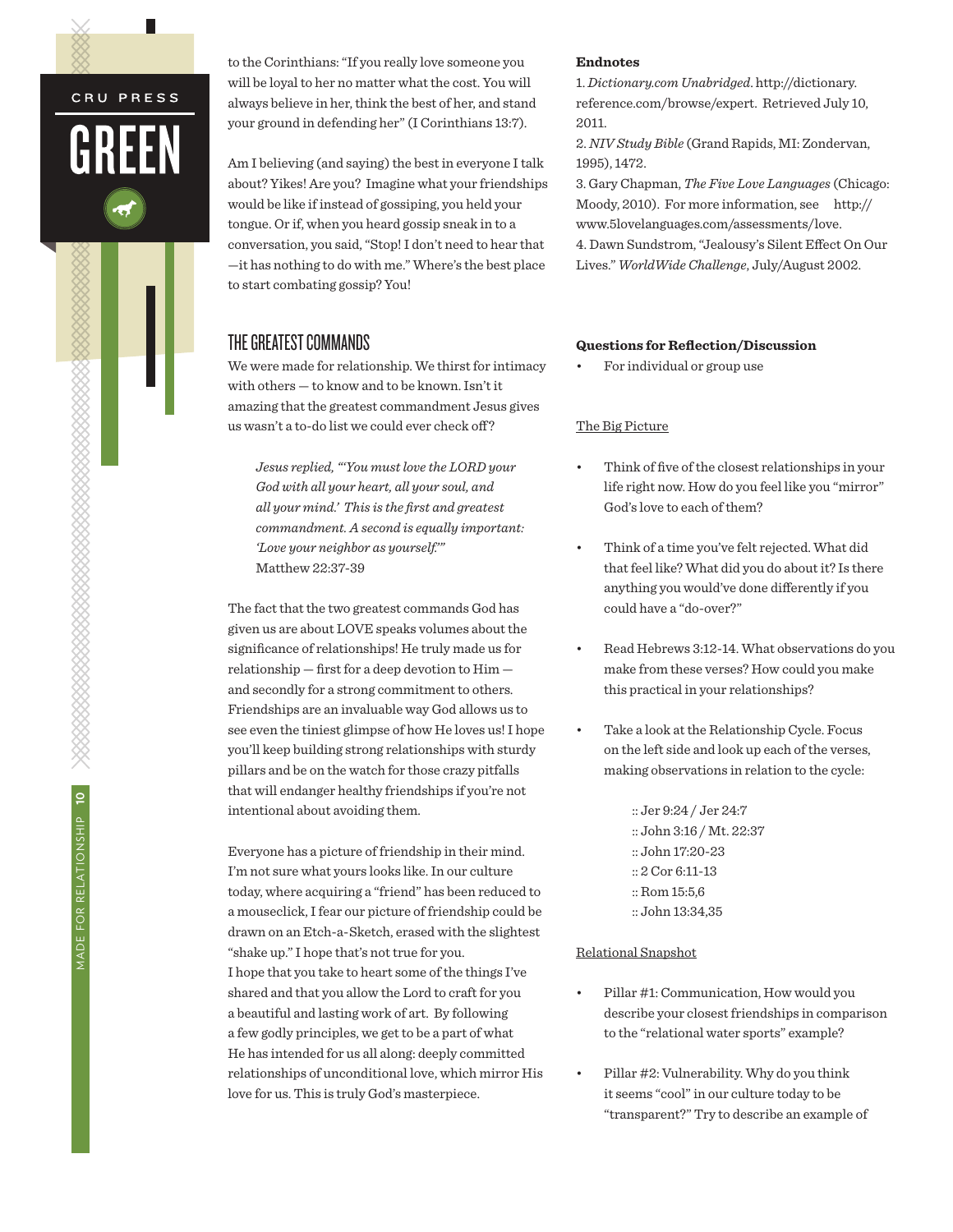to the Corinthians: "If you really love someone you will be loyal to her no matter what the cost. You will always believe in her, think the best of her, and stand your ground in defending her" (I Corinthians 13:7).

Am I believing (and saying) the best in everyone I talk about? Yikes! Are you? Imagine what your friendships would be like if instead of gossiping, you held your tongue. Or if, when you heard gossip sneak in to a conversation, you said, "Stop! I don't need to hear that —it has nothing to do with me." Where's the best place to start combating gossip? You!

## THE GREATEST COMMANDS

We were made for relationship. We thirst for intimacy with others — to know and to be known. Isn't it amazing that the greatest commandment Jesus gives us wasn't a to-do list we could ever check off?

> *Jesus replied, "'You must love the LORD your God with all your heart, all your soul, and all your mind.' This is the first and greatest commandment. A second is equally important: 'Love your neighbor as yourself.'"*
> Matthew 22:37-39

The fact that the two greatest commands God has given us are about LOVE speaks volumes about the significance of relationships! He truly made us for relationship — first for a deep devotion to Him — and secondly for a strong commitment to others. Friendships are an invaluable way God allows us to see even the tiniest glimpse of how He loves us! I hope you'll keep building strong relationships with sturdy pillars and be on the watch for those crazy pitfalls that will endanger healthy friendships if you're not intentional about avoiding them.

Everyone has a picture of friendship in their mind. I'm not sure what yours looks like. In our culture today, where acquiring a "friend" has been reduced to a mouseclick, I fear our picture of friendship could be drawn on an Etch-a-Sketch, erased with the slightest "shake up." I hope that's not true for you.
I hope that you take to heart some of the things I've shared and that you allow the Lord to craft for you a beautiful and lasting work of art. By following a few godly principles, we get to be a part of what He has intended for us all along: deeply committed relationships of unconditional love, which mirror His love for us. This is truly God's masterpiece.

**Endnotes**

1. *Dictionary.com Unabridged*. http://dictionary.reference.com/browse/expert. Retrieved July 10, 2011.
2. *NIV Study Bible* (Grand Rapids, MI: Zondervan, 1995), 1472.
3. Gary Chapman, *The Five Love Languages* (Chicago: Moody, 2010). For more information, see http://www.5lovelanguages.com/assessments/love.
4. Dawn Sundstrom, "Jealousy's Silent Effect On Our Lives." *WorldWide Challenge*, July/August 2002.

**Questions for Reflection/Discussion**

- For individual or group use

The Big Picture

- Think of five of the closest relationships in your life right now. How do you feel like you "mirror" God's love to each of them?
- Think of a time you've felt rejected. What did that feel like? What did you do about it? Is there anything you would've done differently if you could have a "do-over?"
- Read Hebrews 3:12-14. What observations do you make from these verses? How could you make this practical in your relationships?
- Take a look at the Relationship Cycle. Focus on the left side and look up each of the verses, making observations in relation to the cycle:

  :: Jer 9:24 / Jer 24:7
  :: John 3:16 / Mt. 22:37
  :: John 17:20-23
  :: 2 Cor 6:11-13
  :: Rom 15:5,6
  :: John 13:34,35

Relational Snapshot

- Pillar #1: Communication, How would you describe your closest friendships in comparison to the "relational water sports" example?
- Pillar #2: Vulnerability. Why do you think it seems "cool" in our culture today to be "transparent?" Try to describe an example of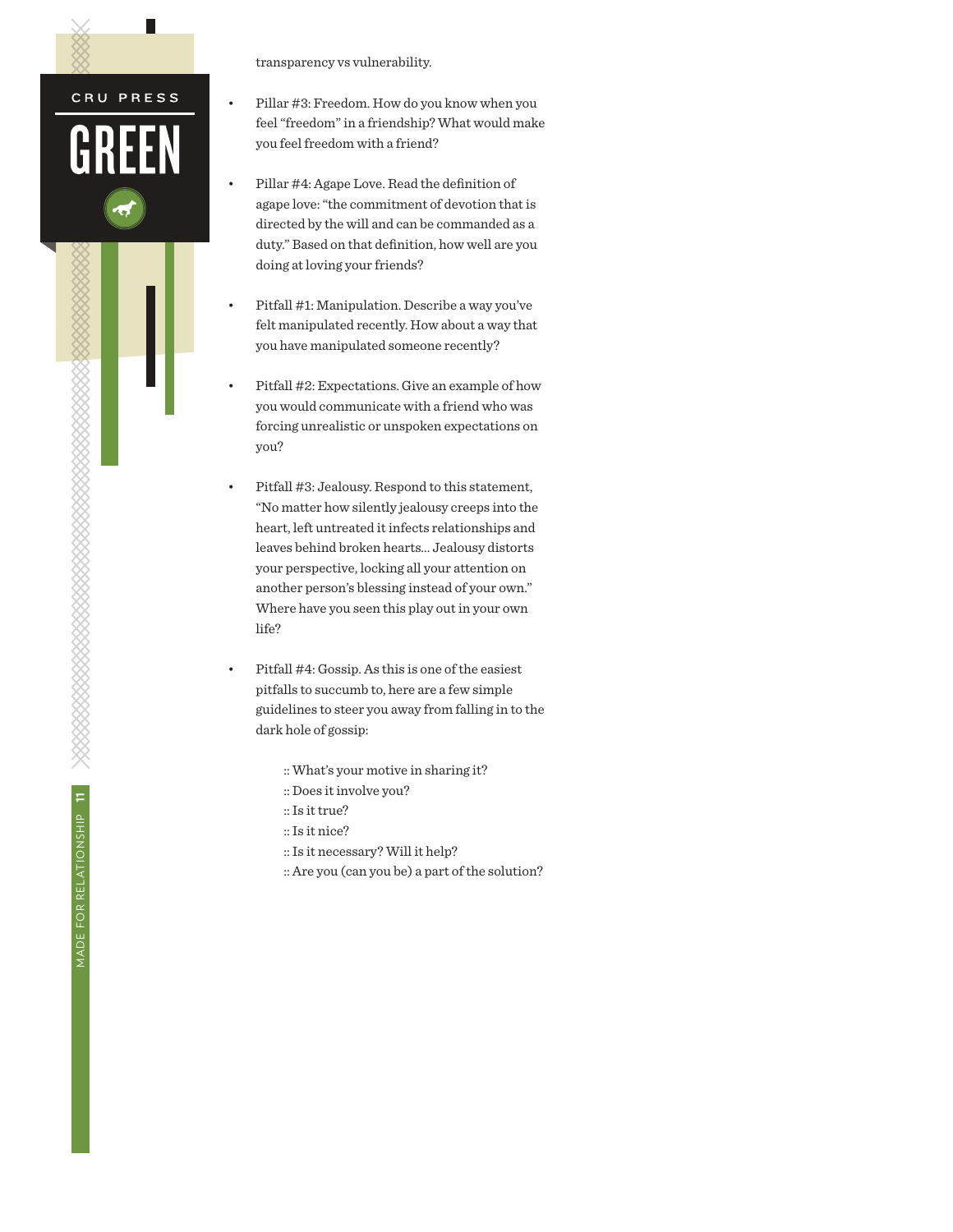transparency vs vulnerability.

- Pillar #3: Freedom. How do you know when you feel "freedom" in a friendship? What would make you feel freedom with a friend?

- Pillar #4: Agape Love. Read the definition of agape love: "the commitment of devotion that is directed by the will and can be commanded as a duty." Based on that definition, how well are you doing at loving your friends?

- Pitfall #1: Manipulation. Describe a way you've felt manipulated recently. How about a way that you have manipulated someone recently?

- Pitfall #2: Expectations. Give an example of how you would communicate with a friend who was forcing unrealistic or unspoken expectations on you?

- Pitfall #3: Jealousy. Respond to this statement, "No matter how silently jealousy creeps into the heart, left untreated it infects relationships and leaves behind broken hearts... Jealousy distorts your perspective, locking all your attention on another person's blessing instead of your own." Where have you seen this play out in your own life?

- Pitfall #4: Gossip. As this is one of the easiest pitfalls to succumb to, here are a few simple guidelines to steer you away from falling in to the dark hole of gossip:

  :: What's your motive in sharing it?
  :: Does it involve you?
  :: Is it true?
  :: Is it nice?
  :: Is it necessary? Will it help?
  :: Are you (can you be) a part of the solution?